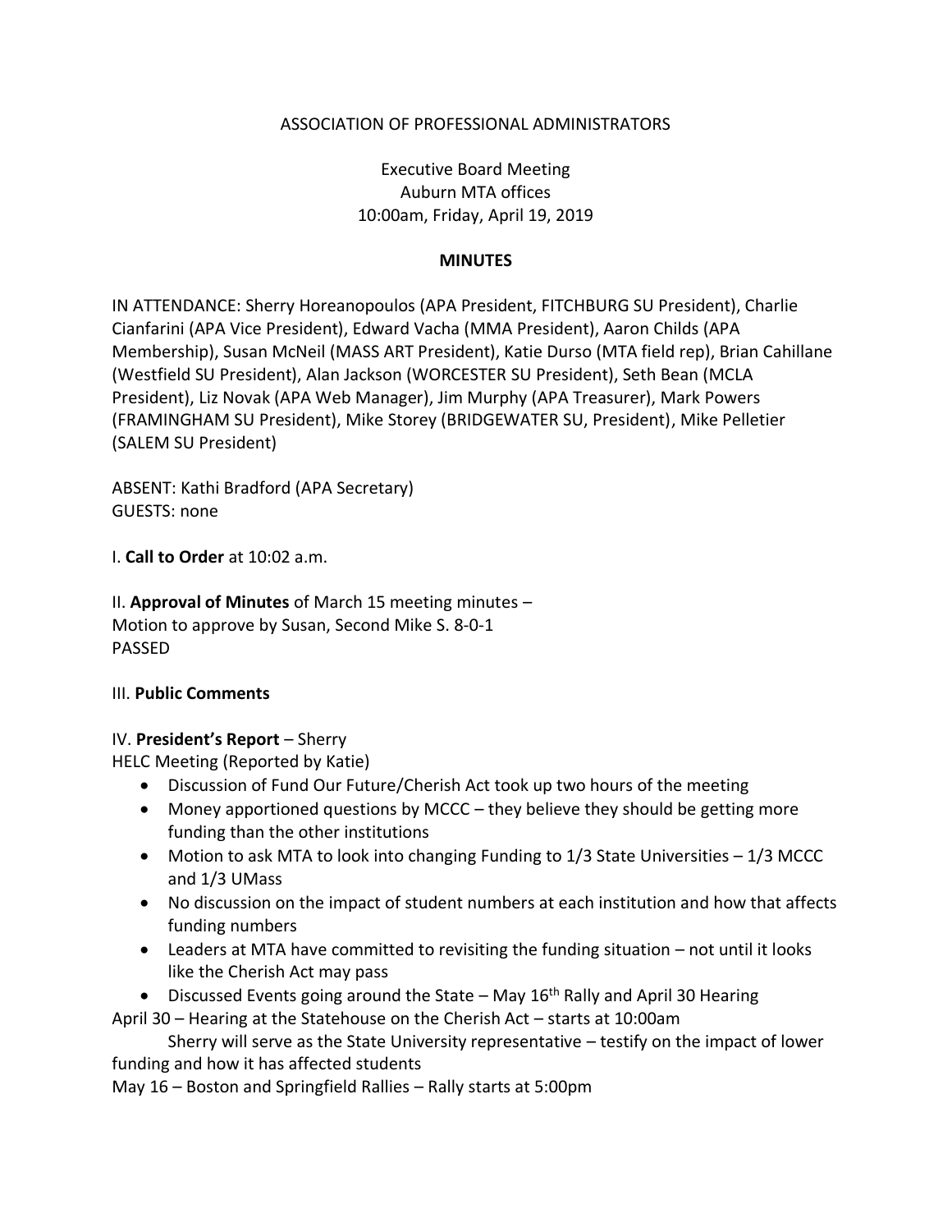ASSOCIATION OF PROFESSIONAL ADMINISTRATORS

Executive Board Meeting
Auburn MTA offices
10:00am, Friday, April 19, 2019

**MINUTES**

IN ATTENDANCE: Sherry Horeanopoulos (APA President, FITCHBURG SU President), Charlie Cianfarini (APA Vice President), Edward Vacha (MMA President), Aaron Childs (APA Membership), Susan McNeil (MASS ART President), Katie Durso (MTA field rep), Brian Cahillane (Westfield SU President), Alan Jackson (WORCESTER SU President), Seth Bean (MCLA President), Liz Novak (APA Web Manager), Jim Murphy (APA Treasurer), Mark Powers (FRAMINGHAM SU President), Mike Storey (BRIDGEWATER SU, President), Mike Pelletier (SALEM SU President)

ABSENT: Kathi Bradford (APA Secretary)
GUESTS: none

I. **Call to Order** at 10:02 a.m.

II. **Approval of Minutes** of March 15 meeting minutes –
Motion to approve by Susan, Second Mike S. 8-0-1
PASSED

III. **Public Comments**

IV. **President's Report** – Sherry
HELC Meeting (Reported by Katie)

- Discussion of Fund Our Future/Cherish Act took up two hours of the meeting
- Money apportioned questions by MCCC – they believe they should be getting more funding than the other institutions
- Motion to ask MTA to look into changing Funding to 1/3 State Universities – 1/3 MCCC and 1/3 UMass
- No discussion on the impact of student numbers at each institution and how that affects funding numbers
- Leaders at MTA have committed to revisiting the funding situation – not until it looks like the Cherish Act may pass
- Discussed Events going around the State – May 16th Rally and April 30 Hearing

April 30 – Hearing at the Statehouse on the Cherish Act – starts at 10:00am
Sherry will serve as the State University representative – testify on the impact of lower funding and how it has affected students

May 16 – Boston and Springfield Rallies – Rally starts at 5:00pm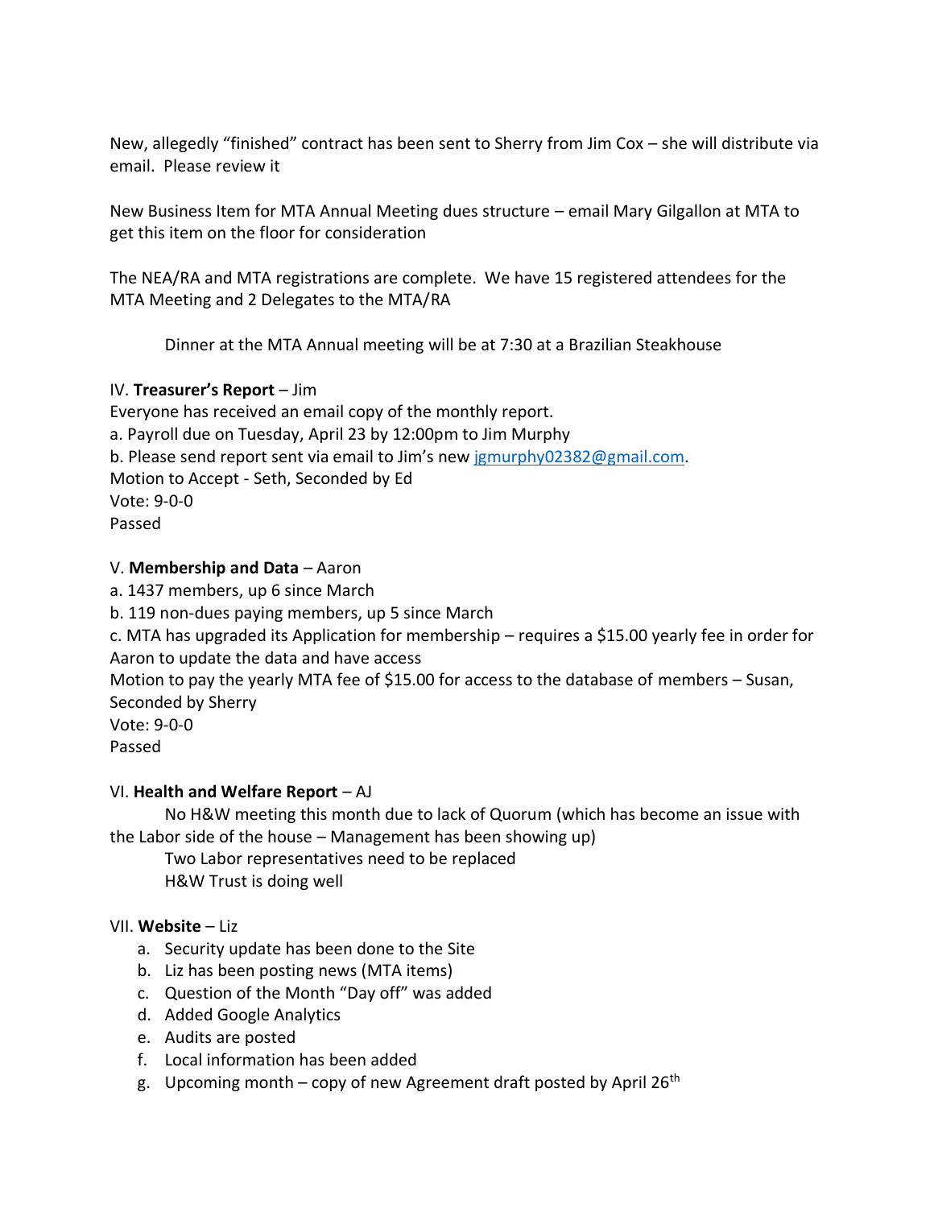New, allegedly "finished" contract has been sent to Sherry from Jim Cox – she will distribute via email. Please review it

New Business Item for MTA Annual Meeting dues structure – email Mary Gilgallon at MTA to get this item on the floor for consideration

The NEA/RA and MTA registrations are complete. We have 15 registered attendees for the MTA Meeting and 2 Delegates to the MTA/RA

Dinner at the MTA Annual meeting will be at 7:30 at a Brazilian Steakhouse

IV. **Treasurer's Report** – Jim

Everyone has received an email copy of the monthly report.

a. Payroll due on Tuesday, April 23 by 12:00pm to Jim Murphy

b. Please send report sent via email to Jim's new jgmurphy02382@gmail.com.

Motion to Accept - Seth, Seconded by Ed

Vote: 9-0-0

Passed

V. **Membership and Data** – Aaron

a. 1437 members, up 6 since March

b. 119 non-dues paying members, up 5 since March

c. MTA has upgraded its Application for membership – requires a $15.00 yearly fee in order for Aaron to update the data and have access

Motion to pay the yearly MTA fee of $15.00 for access to the database of members – Susan, Seconded by Sherry

Vote: 9-0-0

Passed

VI. **Health and Welfare Report** – AJ

No H&W meeting this month due to lack of Quorum (which has become an issue with the Labor side of the house – Management has been showing up)

Two Labor representatives need to be replaced

H&W Trust is doing well

VII. **Website** – Liz

a. Security update has been done to the Site
b. Liz has been posting news (MTA items)
c. Question of the Month "Day off" was added
d. Added Google Analytics
e. Audits are posted
f. Local information has been added
g. Upcoming month – copy of new Agreement draft posted by April 26th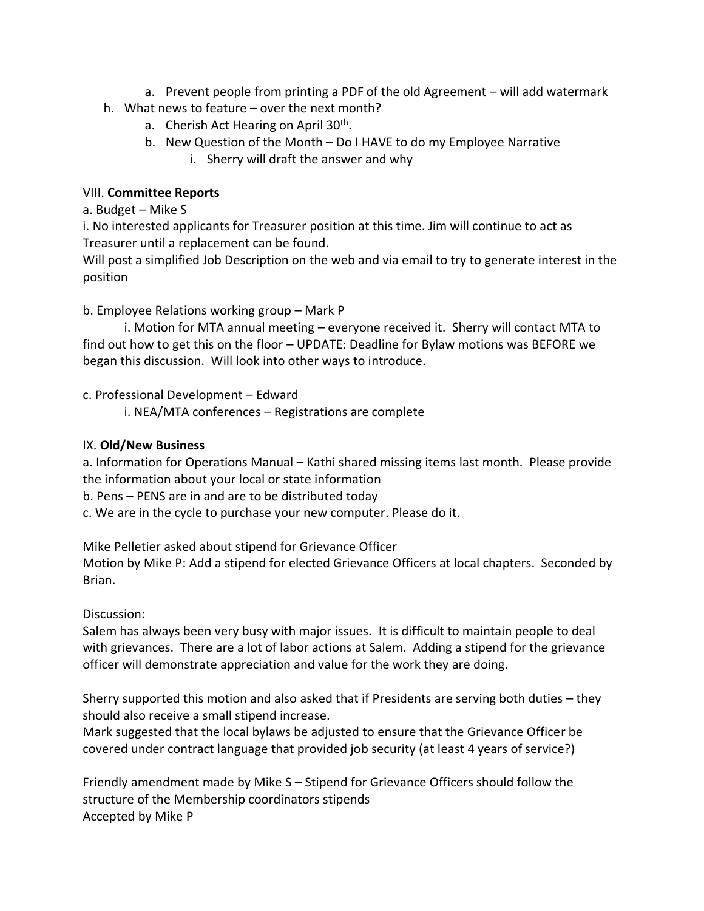a. Prevent people from printing a PDF of the old Agreement – will add watermark

h. What news to feature – over the next month?
   a. Cherish Act Hearing on April 30th.
   b. New Question of the Month – Do I HAVE to do my Employee Narrative
      i. Sherry will draft the answer and why

VIII. **Committee Reports**

a. Budget – Mike S

i. No interested applicants for Treasurer position at this time. Jim will continue to act as Treasurer until a replacement can be found.
Will post a simplified Job Description on the web and via email to try to generate interest in the position

b. Employee Relations working group – Mark P

i. Motion for MTA annual meeting – everyone received it. Sherry will contact MTA to find out how to get this on the floor – UPDATE: Deadline for Bylaw motions was BEFORE we began this discussion. Will look into other ways to introduce.

c. Professional Development – Edward

i. NEA/MTA conferences – Registrations are complete

IX. **Old/New Business**

a. Information for Operations Manual – Kathi shared missing items last month. Please provide the information about your local or state information
b. Pens – PENS are in and are to be distributed today
c. We are in the cycle to purchase your new computer. Please do it.

Mike Pelletier asked about stipend for Grievance Officer
Motion by Mike P: Add a stipend for elected Grievance Officers at local chapters. Seconded by Brian.

Discussion:
Salem has always been very busy with major issues. It is difficult to maintain people to deal with grievances. There are a lot of labor actions at Salem. Adding a stipend for the grievance officer will demonstrate appreciation and value for the work they are doing.

Sherry supported this motion and also asked that if Presidents are serving both duties – they should also receive a small stipend increase.
Mark suggested that the local bylaws be adjusted to ensure that the Grievance Officer be covered under contract language that provided job security (at least 4 years of service?)

Friendly amendment made by Mike S – Stipend for Grievance Officers should follow the structure of the Membership coordinators stipends
Accepted by Mike P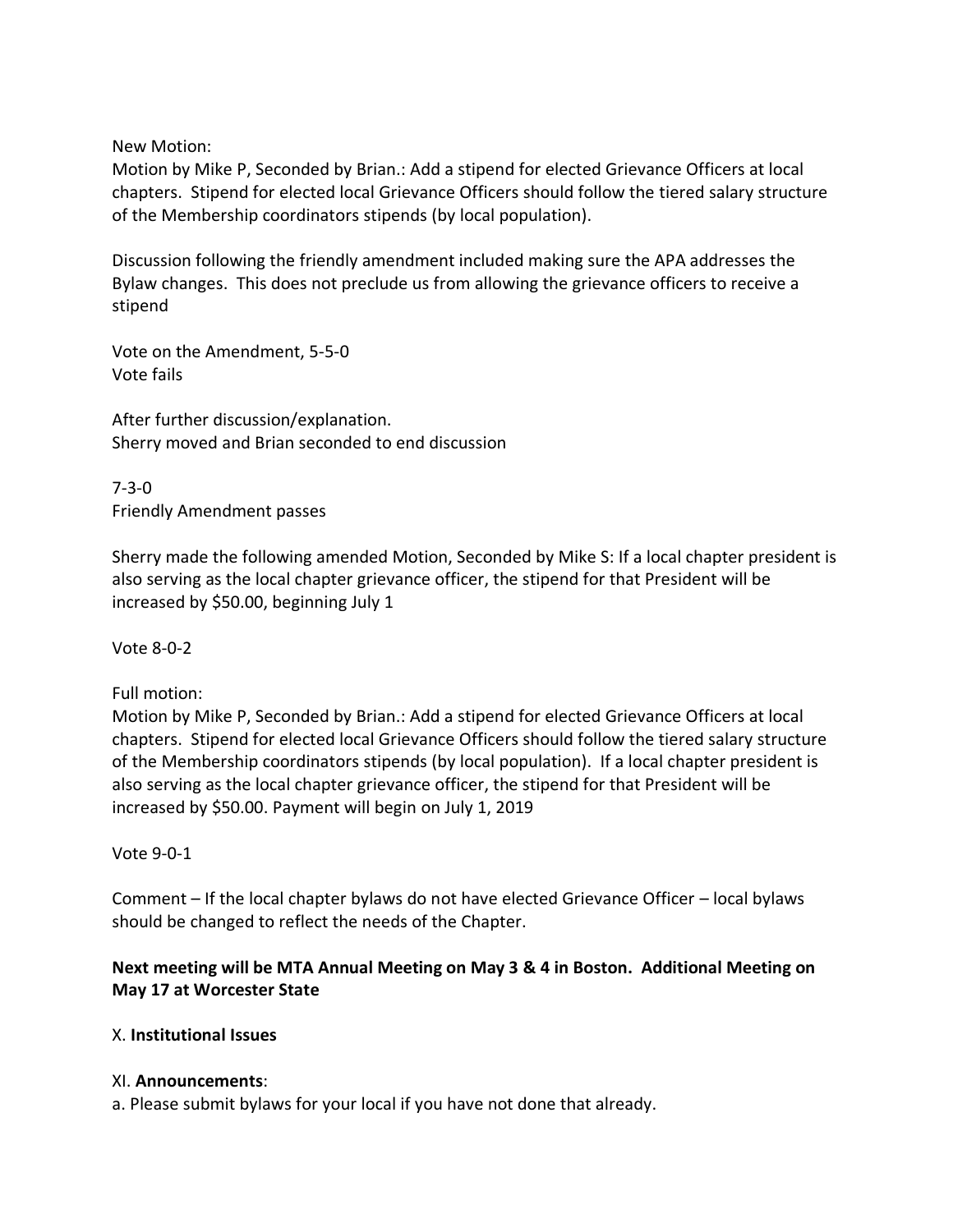New Motion:
Motion by Mike P, Seconded by Brian.: Add a stipend for elected Grievance Officers at local chapters. Stipend for elected local Grievance Officers should follow the tiered salary structure of the Membership coordinators stipends (by local population).

Discussion following the friendly amendment included making sure the APA addresses the Bylaw changes. This does not preclude us from allowing the grievance officers to receive a stipend

Vote on the Amendment, 5-5-0
Vote fails

After further discussion/explanation.
Sherry moved and Brian seconded to end discussion

7-3-0
Friendly Amendment passes

Sherry made the following amended Motion, Seconded by Mike S: If a local chapter president is also serving as the local chapter grievance officer, the stipend for that President will be increased by $50.00, beginning July 1

Vote 8-0-2

Full motion:
Motion by Mike P, Seconded by Brian.: Add a stipend for elected Grievance Officers at local chapters. Stipend for elected local Grievance Officers should follow the tiered salary structure of the Membership coordinators stipends (by local population). If a local chapter president is also serving as the local chapter grievance officer, the stipend for that President will be increased by $50.00. Payment will begin on July 1, 2019

Vote 9-0-1

Comment – If the local chapter bylaws do not have elected Grievance Officer – local bylaws should be changed to reflect the needs of the Chapter.

**Next meeting will be MTA Annual Meeting on May 3 & 4 in Boston. Additional Meeting on May 17 at Worcester State**

X. **Institutional Issues**

XI. **Announcements**:
a. Please submit bylaws for your local if you have not done that already.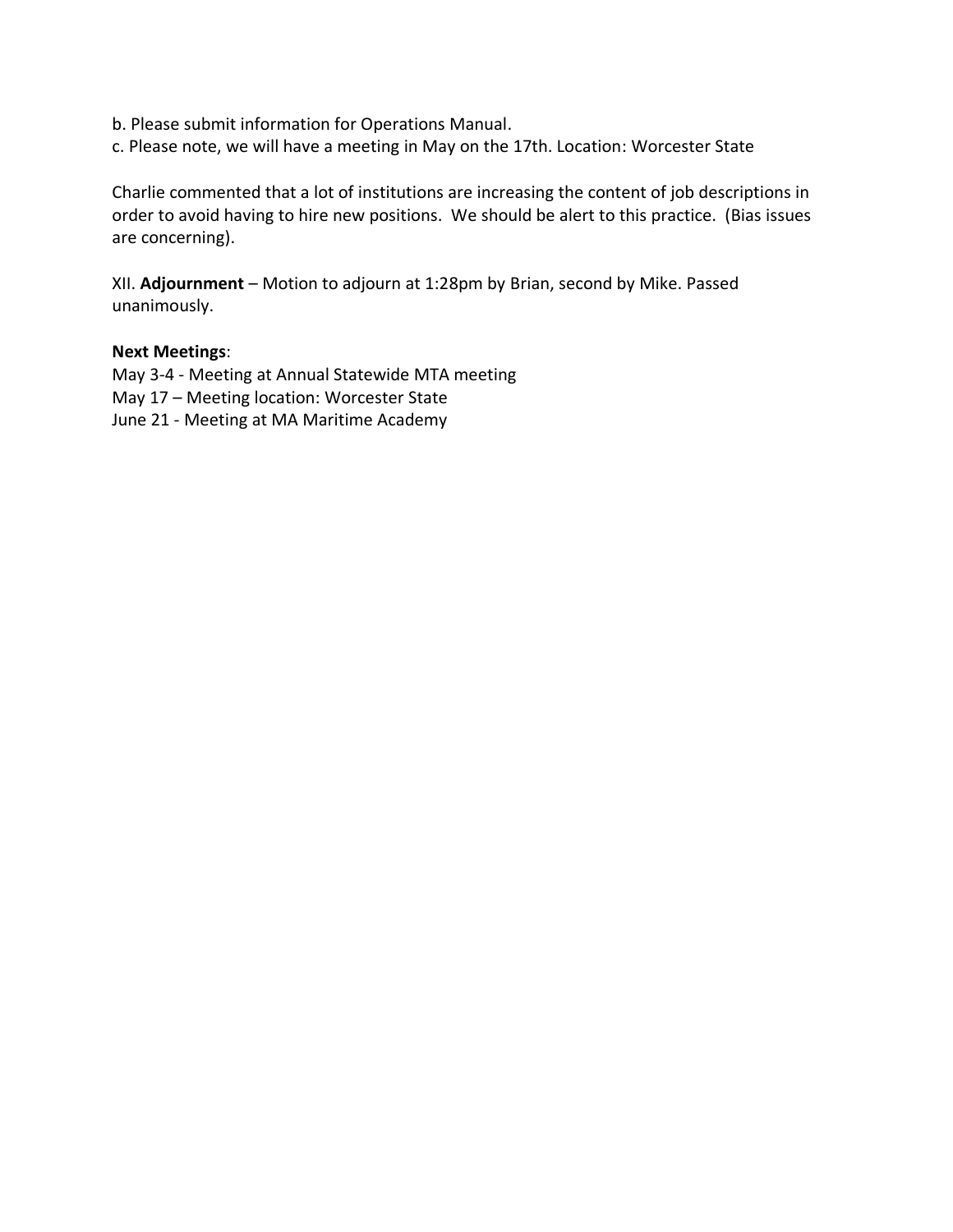b. Please submit information for Operations Manual.
c. Please note, we will have a meeting in May on the 17th. Location: Worcester State

Charlie commented that a lot of institutions are increasing the content of job descriptions in order to avoid having to hire new positions. We should be alert to this practice. (Bias issues are concerning).

XII. **Adjournment** – Motion to adjourn at 1:28pm by Brian, second by Mike. Passed unanimously.

**Next Meetings**:
May 3-4 - Meeting at Annual Statewide MTA meeting
May 17 – Meeting location: Worcester State
June 21 - Meeting at MA Maritime Academy